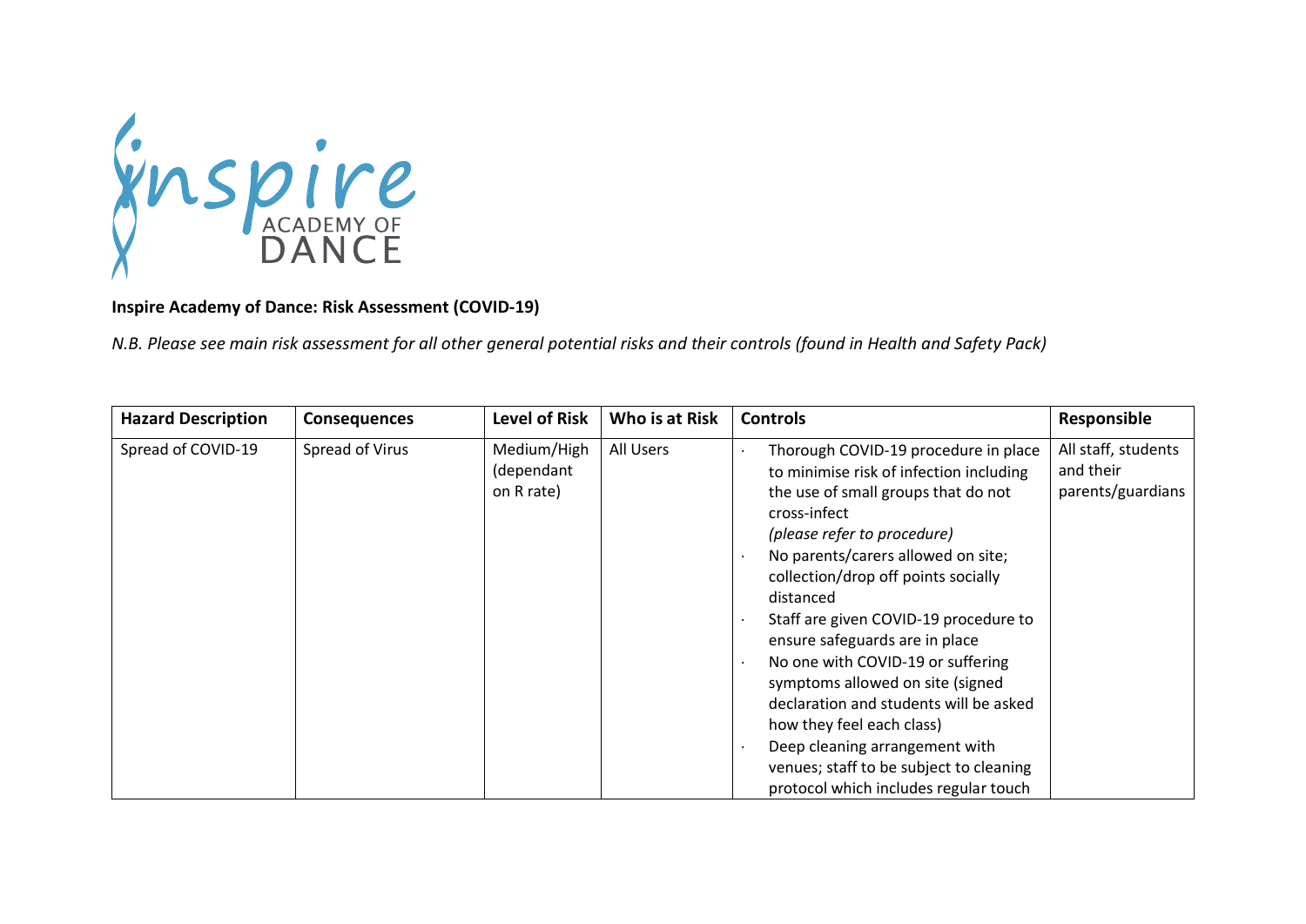**Inspire Academy of Dance: Risk Assessment (COVID-19)**

*N.B. Please see main risk assessment for all other general potential risks and their controls (found in Health and Safety Pack)*

| Hazard Description | Consequences | Level of Risk | Who is at Risk | Controls | Responsible |
|---|---|---|---|---|---|
| Spread of COVID-19 | Spread of Virus | Medium/High (dependant on R rate) | All Users | · Thorough COVID-19 procedure in place to minimise risk of infection including the use of small groups that do not cross-infect *(please refer to procedure)*<br>· No parents/carers allowed on site; collection/drop off points socially distanced<br>· Staff are given COVID-19 procedure to ensure safeguards are in place<br>· No one with COVID-19 or suffering symptoms allowed on site (signed declaration and students will be asked how they feel each class)<br>· Deep cleaning arrangement with venues; staff to be subject to cleaning protocol which includes regular touch | All staff, students and their parents/guardians |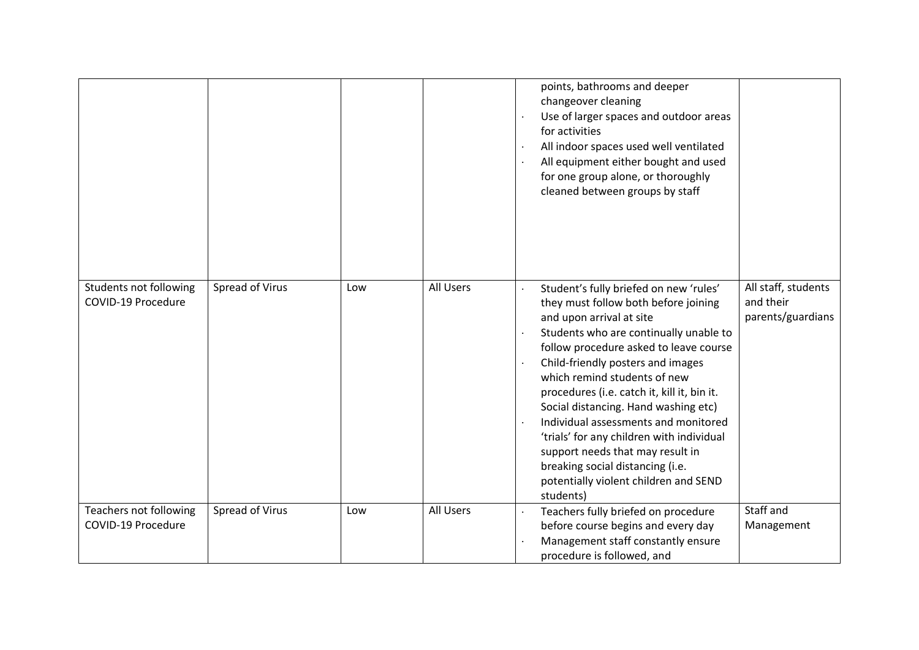| | | | | | |
|---|---|---|---|---|---|
| | | | | points, bathrooms and deeper changeover cleaning<br>· Use of larger spaces and outdoor areas for activities<br>· All indoor spaces used well ventilated<br>· All equipment either bought and used for one group alone, or thoroughly cleaned between groups by staff | |
| Students not following COVID-19 Procedure | Spread of Virus | Low | All Users | · Student's fully briefed on new 'rules' they must follow both before joining and upon arrival at site<br>· Students who are continually unable to follow procedure asked to leave course<br>· Child-friendly posters and images which remind students of new procedures (i.e. catch it, kill it, bin it. Social distancing. Hand washing etc)<br>· Individual assessments and monitored 'trials' for any children with individual support needs that may result in breaking social distancing (i.e. potentially violent children and SEND students) | All staff, students and their parents/guardians |
| Teachers not following COVID-19 Procedure | Spread of Virus | Low | All Users | · Teachers fully briefed on procedure before course begins and every day<br>· Management staff constantly ensure procedure is followed, and | Staff and Management |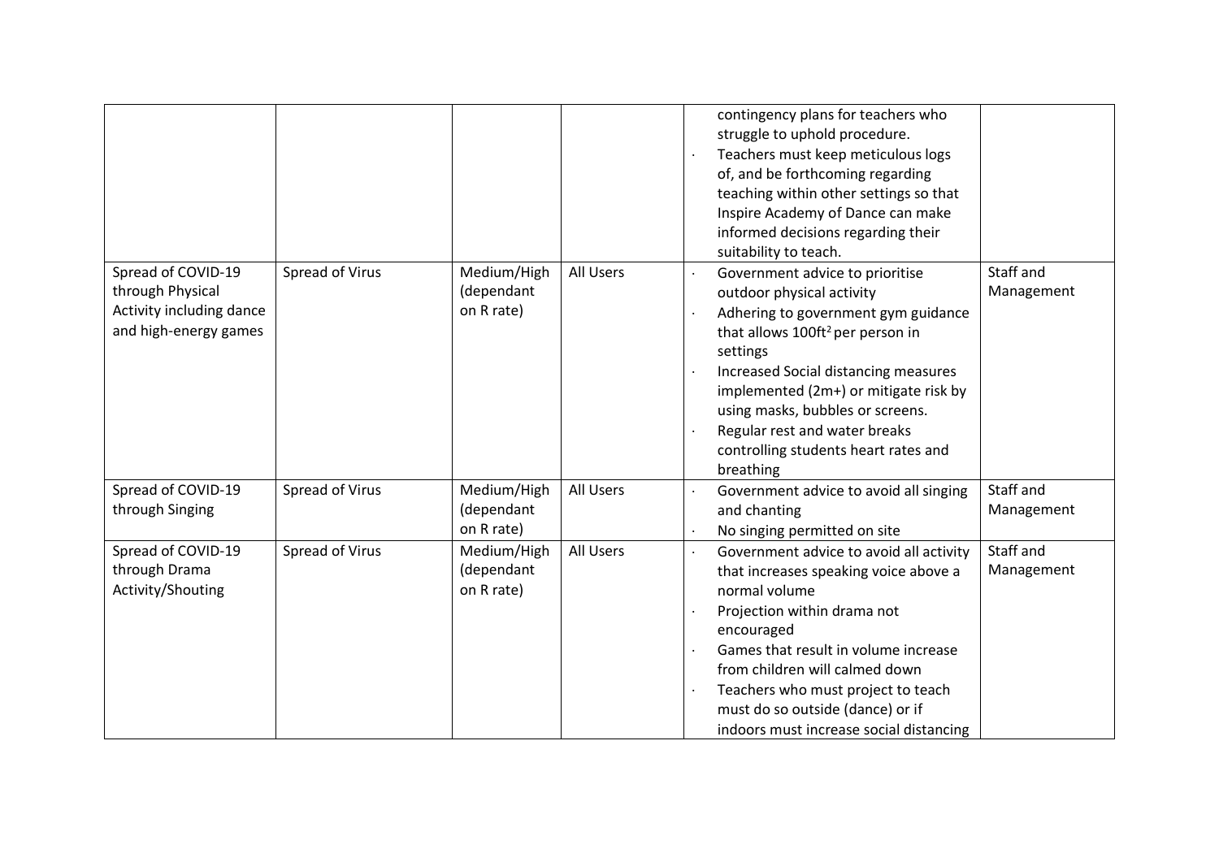| | | | | | |
|---|---|---|---|---|---|
| | | | | · contingency plans for teachers who struggle to uphold procedure.<br>· Teachers must keep meticulous logs of, and be forthcoming regarding teaching within other settings so that Inspire Academy of Dance can make informed decisions regarding their suitability to teach. | |
| Spread of COVID-19 through Physical Activity including dance and high-energy games | Spread of Virus | Medium/High (dependant on R rate) | All Users | · Government advice to prioritise outdoor physical activity<br>· Adhering to government gym guidance that allows $100ft^2$ per person in settings<br>· Increased Social distancing measures implemented (2m+) or mitigate risk by using masks, bubbles or screens.<br>· Regular rest and water breaks controlling students heart rates and breathing | Staff and Management |
| Spread of COVID-19 through Singing | Spread of Virus | Medium/High (dependant on R rate) | All Users | · Government advice to avoid all singing and chanting<br>· No singing permitted on site | Staff and Management |
| Spread of COVID-19 through Drama Activity/Shouting | Spread of Virus | Medium/High (dependant on R rate) | All Users | · Government advice to avoid all activity that increases speaking voice above a normal volume<br>· Projection within drama not encouraged<br>· Games that result in volume increase from children will calmed down<br>· Teachers who must project to teach must do so outside (dance) or if indoors must increase social distancing | Staff and Management |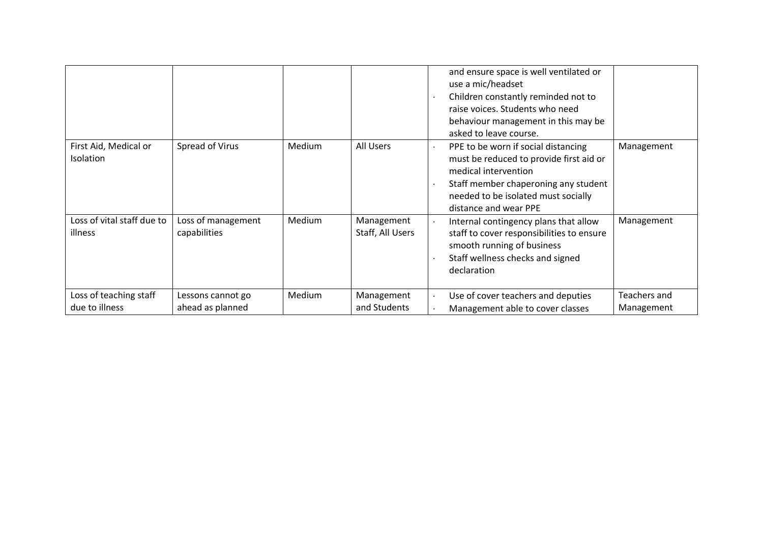| | | | | | |
|---|---|---|---|---|---|
| | | | | and ensure space is well ventilated or use a mic/headset<br>· Children constantly reminded not to raise voices. Students who need behaviour management in this may be asked to leave course. | |
| First Aid, Medical or Isolation | Spread of Virus | Medium | All Users | · PPE to be worn if social distancing must be reduced to provide first aid or medical intervention<br>· Staff member chaperoning any student needed to be isolated must socially distance and wear PPE | Management |
| Loss of vital staff due to illness | Loss of management capabilities | Medium | Management Staff, All Users | · Internal contingency plans that allow staff to cover responsibilities to ensure smooth running of business<br>· Staff wellness checks and signed declaration | Management |
| Loss of teaching staff due to illness | Lessons cannot go ahead as planned | Medium | Management and Students | · Use of cover teachers and deputies<br>· Management able to cover classes | Teachers and Management |